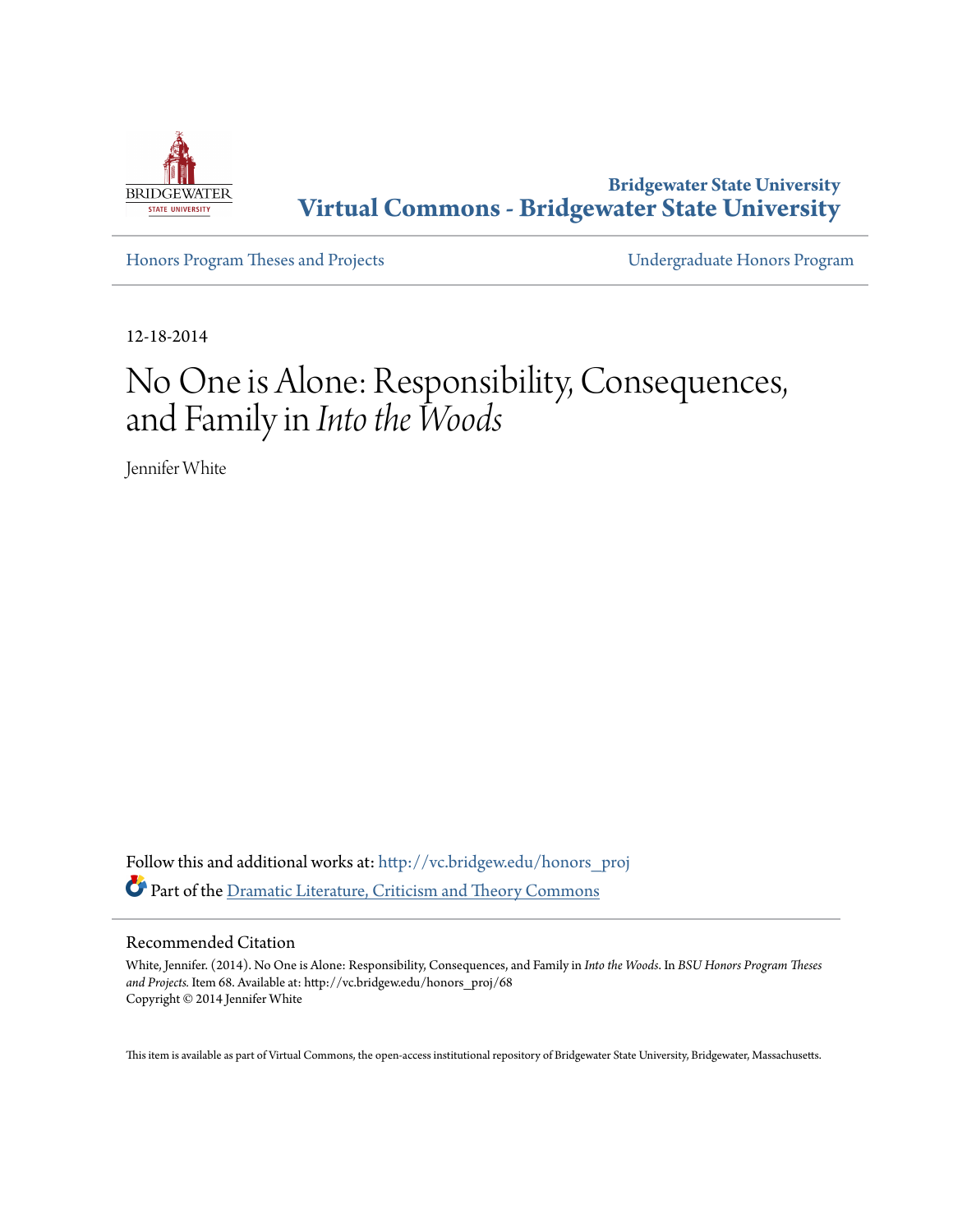Bridgewater State University
**Virtual Commons - Bridgewater State University**

Honors Program Theses and Projects | Undergraduate Honors Program

12-18-2014

# No One is Alone: Responsibility, Consequences, and Family in *Into the Woods*

Jennifer White

Follow this and additional works at: http://vc.bridgew.edu/honors_proj

Part of the Dramatic Literature, Criticism and Theory Commons

## Recommended Citation

White, Jennifer. (2014). No One is Alone: Responsibility, Consequences, and Family in *Into the Woods*. In *BSU Honors Program Theses and Projects.* Item 68. Available at: http://vc.bridgew.edu/honors_proj/68
Copyright © 2014 Jennifer White

This item is available as part of Virtual Commons, the open-access institutional repository of Bridgewater State University, Bridgewater, Massachusetts.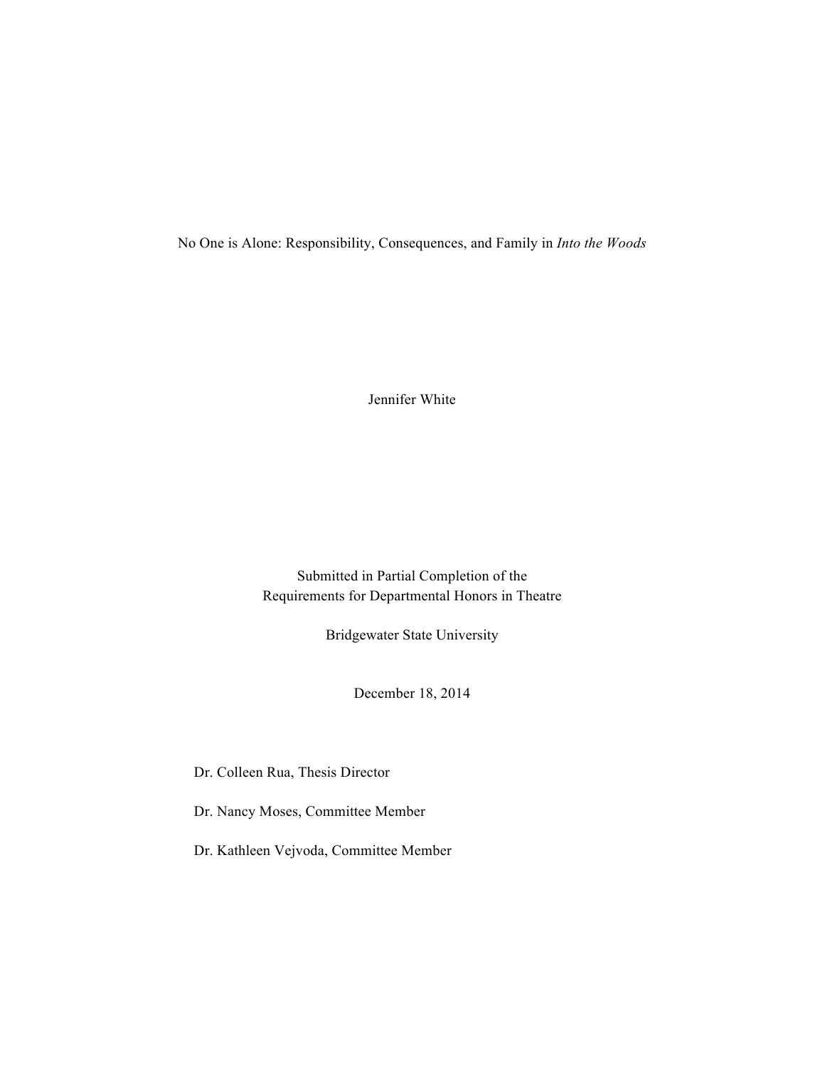# No One is Alone: Responsibility, Consequences, and Family in *Into the Woods*

Jennifer White

Submitted in Partial Completion of the
Requirements for Departmental Honors in Theatre

Bridgewater State University

December 18, 2014

Dr. Colleen Rua, Thesis Director

Dr. Nancy Moses, Committee Member

Dr. Kathleen Vejvoda, Committee Member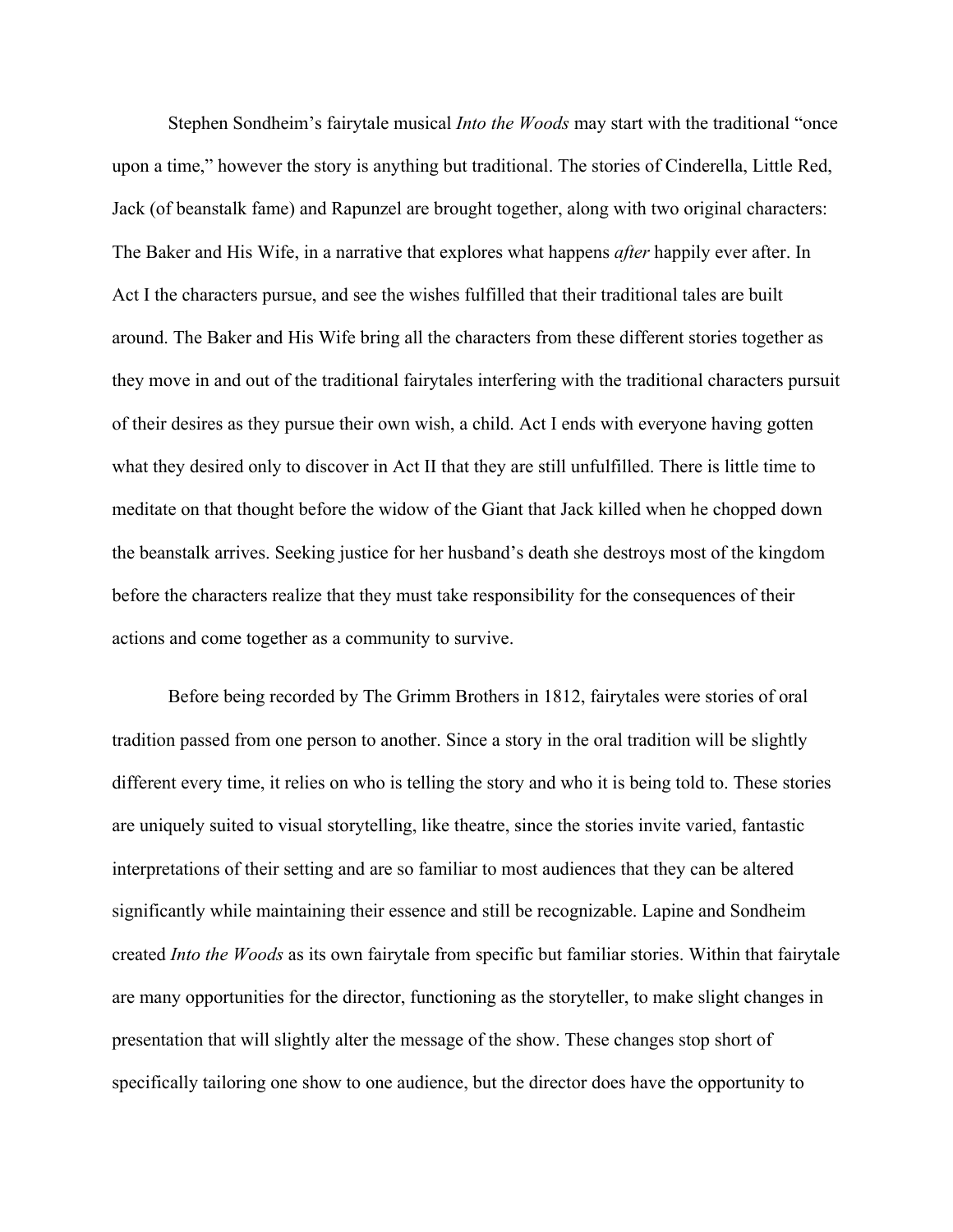Stephen Sondheim's fairytale musical *Into the Woods* may start with the traditional "once upon a time," however the story is anything but traditional. The stories of Cinderella, Little Red, Jack (of beanstalk fame) and Rapunzel are brought together, along with two original characters: The Baker and His Wife, in a narrative that explores what happens *after* happily ever after. In Act I the characters pursue, and see the wishes fulfilled that their traditional tales are built around. The Baker and His Wife bring all the characters from these different stories together as they move in and out of the traditional fairytales interfering with the traditional characters pursuit of their desires as they pursue their own wish, a child. Act I ends with everyone having gotten what they desired only to discover in Act II that they are still unfulfilled. There is little time to meditate on that thought before the widow of the Giant that Jack killed when he chopped down the beanstalk arrives. Seeking justice for her husband's death she destroys most of the kingdom before the characters realize that they must take responsibility for the consequences of their actions and come together as a community to survive.

Before being recorded by The Grimm Brothers in 1812, fairytales were stories of oral tradition passed from one person to another. Since a story in the oral tradition will be slightly different every time, it relies on who is telling the story and who it is being told to. These stories are uniquely suited to visual storytelling, like theatre, since the stories invite varied, fantastic interpretations of their setting and are so familiar to most audiences that they can be altered significantly while maintaining their essence and still be recognizable. Lapine and Sondheim created *Into the Woods* as its own fairytale from specific but familiar stories. Within that fairytale are many opportunities for the director, functioning as the storyteller, to make slight changes in presentation that will slightly alter the message of the show. These changes stop short of specifically tailoring one show to one audience, but the director does have the opportunity to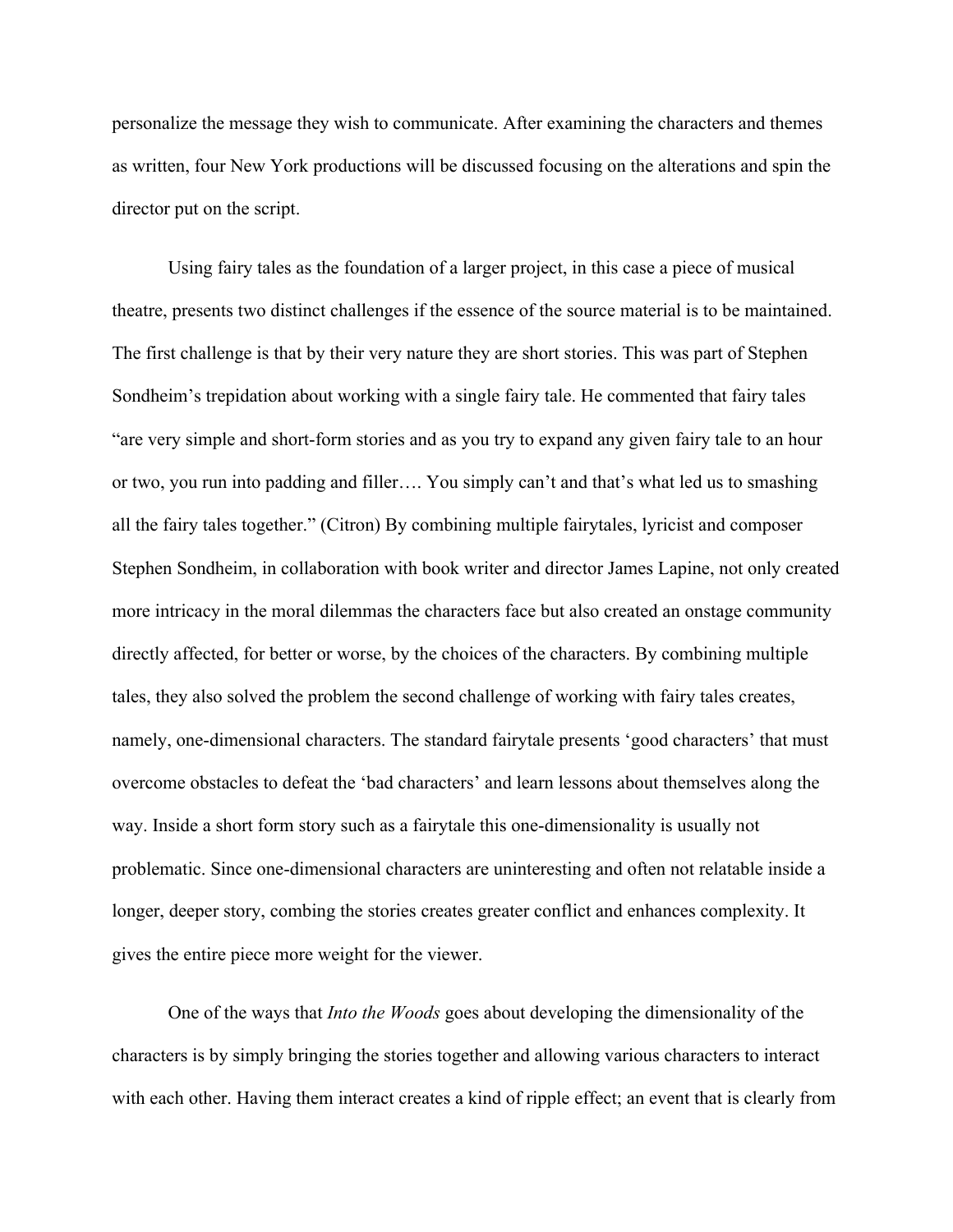personalize the message they wish to communicate. After examining the characters and themes as written, four New York productions will be discussed focusing on the alterations and spin the director put on the script.

Using fairy tales as the foundation of a larger project, in this case a piece of musical theatre, presents two distinct challenges if the essence of the source material is to be maintained. The first challenge is that by their very nature they are short stories. This was part of Stephen Sondheim's trepidation about working with a single fairy tale. He commented that fairy tales "are very simple and short-form stories and as you try to expand any given fairy tale to an hour or two, you run into padding and filler…. You simply can't and that's what led us to smashing all the fairy tales together." (Citron) By combining multiple fairytales, lyricist and composer Stephen Sondheim, in collaboration with book writer and director James Lapine, not only created more intricacy in the moral dilemmas the characters face but also created an onstage community directly affected, for better or worse, by the choices of the characters. By combining multiple tales, they also solved the problem the second challenge of working with fairy tales creates, namely, one-dimensional characters. The standard fairytale presents 'good characters' that must overcome obstacles to defeat the 'bad characters' and learn lessons about themselves along the way. Inside a short form story such as a fairytale this one-dimensionality is usually not problematic. Since one-dimensional characters are uninteresting and often not relatable inside a longer, deeper story, combing the stories creates greater conflict and enhances complexity. It gives the entire piece more weight for the viewer.

One of the ways that *Into the Woods* goes about developing the dimensionality of the characters is by simply bringing the stories together and allowing various characters to interact with each other. Having them interact creates a kind of ripple effect; an event that is clearly from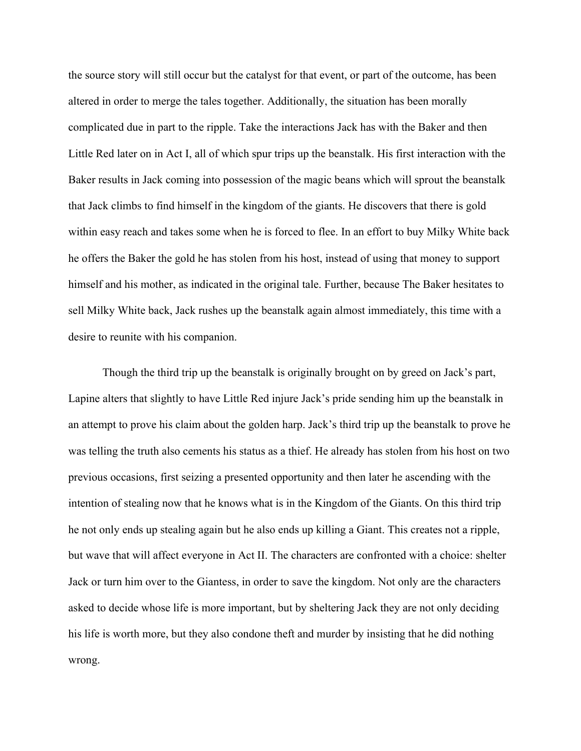the source story will still occur but the catalyst for that event, or part of the outcome, has been altered in order to merge the tales together. Additionally, the situation has been morally complicated due in part to the ripple. Take the interactions Jack has with the Baker and then Little Red later on in Act I, all of which spur trips up the beanstalk. His first interaction with the Baker results in Jack coming into possession of the magic beans which will sprout the beanstalk that Jack climbs to find himself in the kingdom of the giants. He discovers that there is gold within easy reach and takes some when he is forced to flee. In an effort to buy Milky White back he offers the Baker the gold he has stolen from his host, instead of using that money to support himself and his mother, as indicated in the original tale. Further, because The Baker hesitates to sell Milky White back, Jack rushes up the beanstalk again almost immediately, this time with a desire to reunite with his companion.

Though the third trip up the beanstalk is originally brought on by greed on Jack's part, Lapine alters that slightly to have Little Red injure Jack's pride sending him up the beanstalk in an attempt to prove his claim about the golden harp. Jack's third trip up the beanstalk to prove he was telling the truth also cements his status as a thief. He already has stolen from his host on two previous occasions, first seizing a presented opportunity and then later he ascending with the intention of stealing now that he knows what is in the Kingdom of the Giants. On this third trip he not only ends up stealing again but he also ends up killing a Giant. This creates not a ripple, but wave that will affect everyone in Act II. The characters are confronted with a choice: shelter Jack or turn him over to the Giantess, in order to save the kingdom. Not only are the characters asked to decide whose life is more important, but by sheltering Jack they are not only deciding his life is worth more, but they also condone theft and murder by insisting that he did nothing wrong.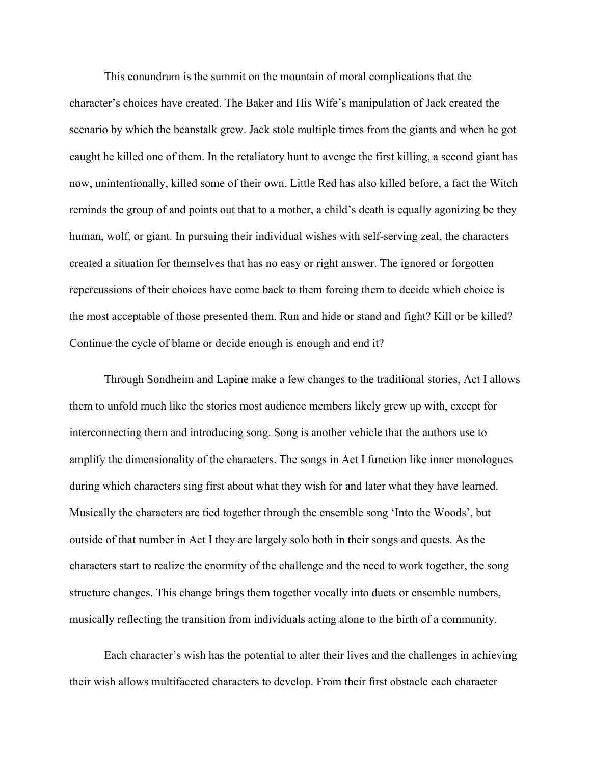This conundrum is the summit on the mountain of moral complications that the character's choices have created. The Baker and His Wife's manipulation of Jack created the scenario by which the beanstalk grew. Jack stole multiple times from the giants and when he got caught he killed one of them. In the retaliatory hunt to avenge the first killing, a second giant has now, unintentionally, killed some of their own. Little Red has also killed before, a fact the Witch reminds the group of and points out that to a mother, a child's death is equally agonizing be they human, wolf, or giant. In pursuing their individual wishes with self-serving zeal, the characters created a situation for themselves that has no easy or right answer. The ignored or forgotten repercussions of their choices have come back to them forcing them to decide which choice is the most acceptable of those presented them. Run and hide or stand and fight? Kill or be killed? Continue the cycle of blame or decide enough is enough and end it?

Through Sondheim and Lapine make a few changes to the traditional stories, Act I allows them to unfold much like the stories most audience members likely grew up with, except for interconnecting them and introducing song. Song is another vehicle that the authors use to amplify the dimensionality of the characters. The songs in Act I function like inner monologues during which characters sing first about what they wish for and later what they have learned. Musically the characters are tied together through the ensemble song 'Into the Woods', but outside of that number in Act I they are largely solo both in their songs and quests. As the characters start to realize the enormity of the challenge and the need to work together, the song structure changes. This change brings them together vocally into duets or ensemble numbers, musically reflecting the transition from individuals acting alone to the birth of a community.

Each character's wish has the potential to alter their lives and the challenges in achieving their wish allows multifaceted characters to develop. From their first obstacle each character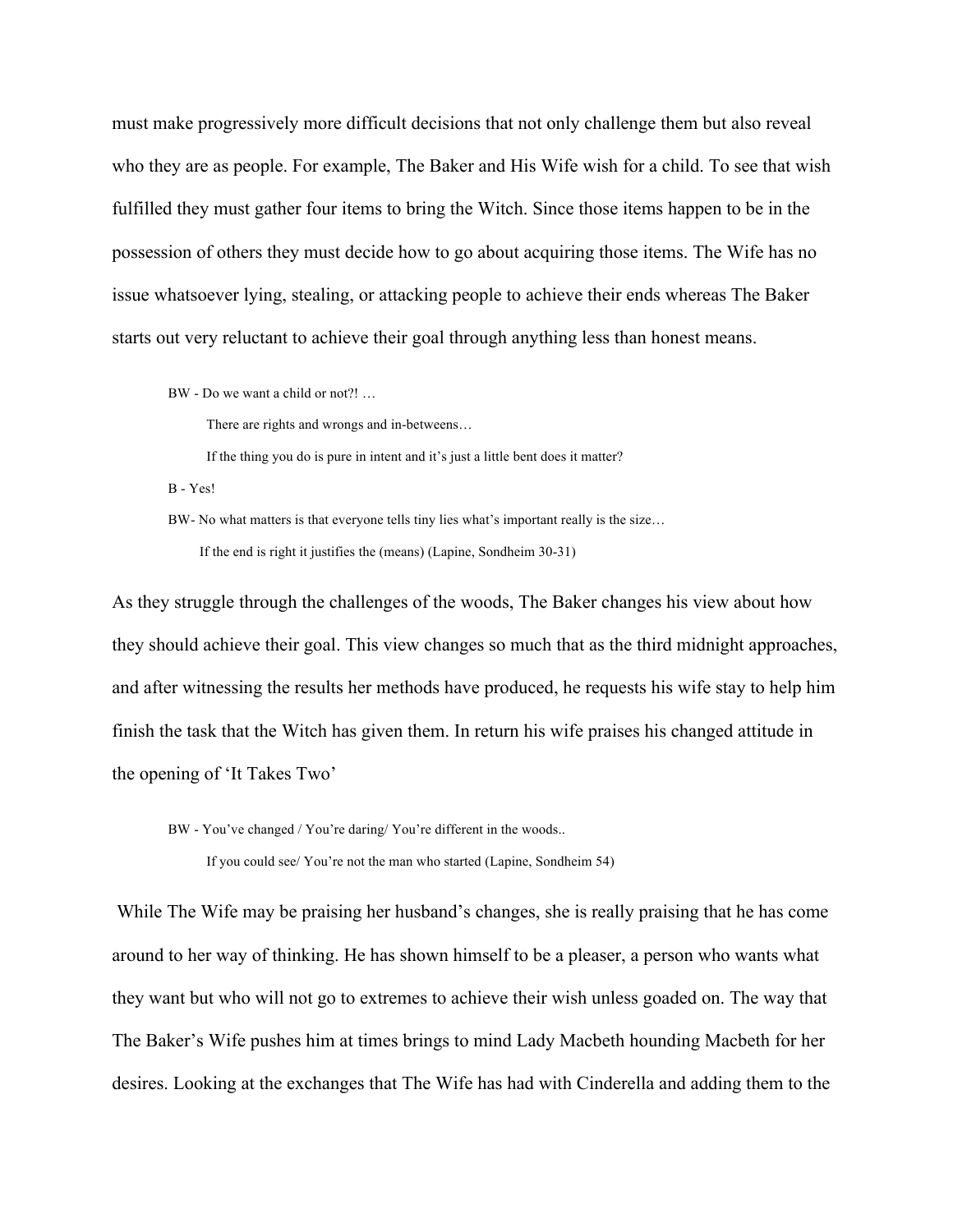must make progressively more difficult decisions that not only challenge them but also reveal who they are as people. For example, The Baker and His Wife wish for a child. To see that wish fulfilled they must gather four items to bring the Witch. Since those items happen to be in the possession of others they must decide how to go about acquiring those items. The Wife has no issue whatsoever lying, stealing, or attacking people to achieve their ends whereas The Baker starts out very reluctant to achieve their goal through anything less than honest means.

> BW - Do we want a child or not?! …
>
> There are rights and wrongs and in-betweens…
>
> If the thing you do is pure in intent and it's just a little bent does it matter?
>
> B - Yes!
>
> BW- No what matters is that everyone tells tiny lies what's important really is the size…
>
> If the end is right it justifies the (means) (Lapine, Sondheim 30-31)

As they struggle through the challenges of the woods, The Baker changes his view about how they should achieve their goal. This view changes so much that as the third midnight approaches, and after witnessing the results her methods have produced, he requests his wife stay to help him finish the task that the Witch has given them. In return his wife praises his changed attitude in the opening of 'It Takes Two'

> BW - You've changed / You're daring/ You're different in the woods..
>
> If you could see/ You're not the man who started (Lapine, Sondheim 54)

While The Wife may be praising her husband's changes, she is really praising that he has come around to her way of thinking. He has shown himself to be a pleaser, a person who wants what they want but who will not go to extremes to achieve their wish unless goaded on. The way that The Baker's Wife pushes him at times brings to mind Lady Macbeth hounding Macbeth for her desires. Looking at the exchanges that The Wife has had with Cinderella and adding them to the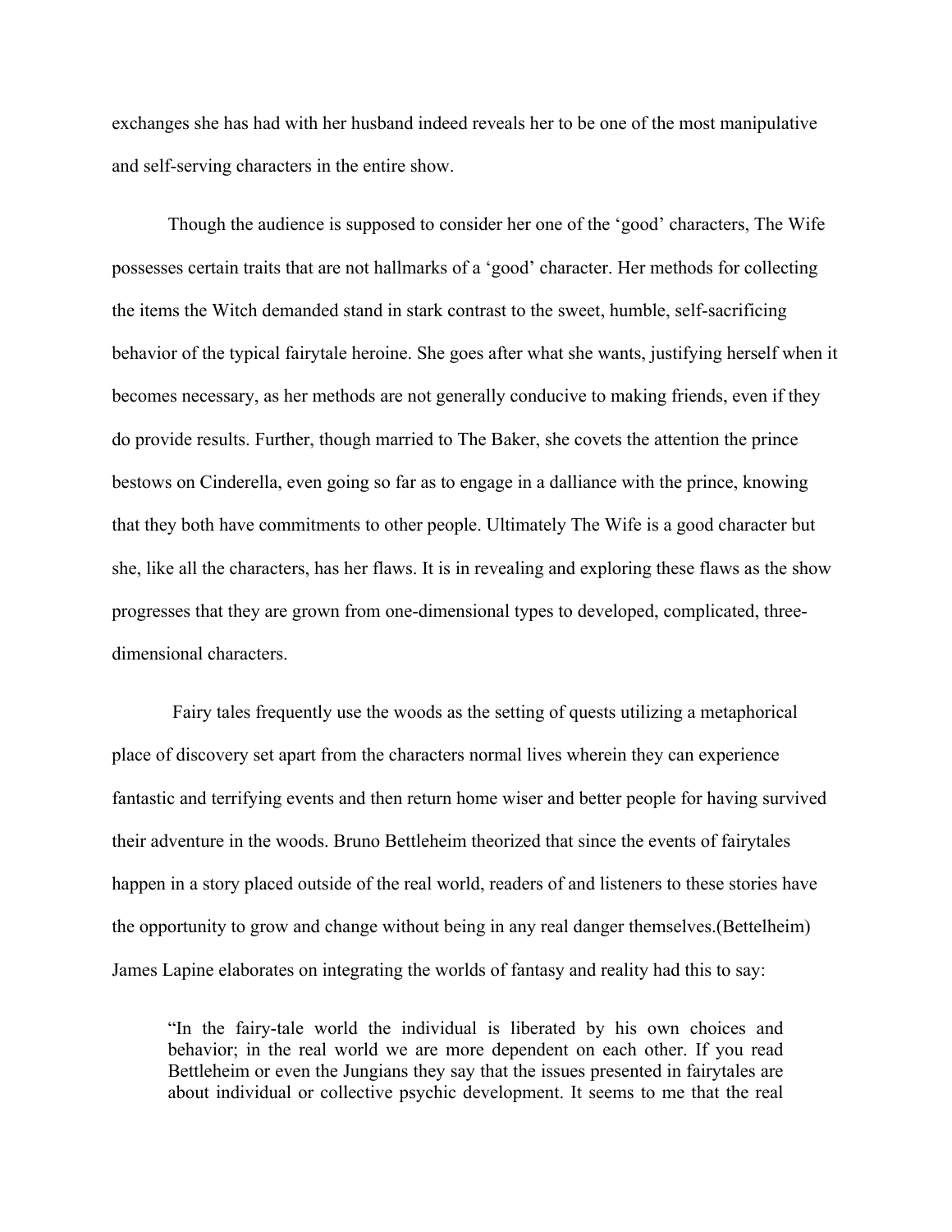exchanges she has had with her husband indeed reveals her to be one of the most manipulative and self-serving characters in the entire show.

Though the audience is supposed to consider her one of the 'good' characters, The Wife possesses certain traits that are not hallmarks of a 'good' character. Her methods for collecting the items the Witch demanded stand in stark contrast to the sweet, humble, self-sacrificing behavior of the typical fairytale heroine. She goes after what she wants, justifying herself when it becomes necessary, as her methods are not generally conducive to making friends, even if they do provide results. Further, though married to The Baker, she covets the attention the prince bestows on Cinderella, even going so far as to engage in a dalliance with the prince, knowing that they both have commitments to other people. Ultimately The Wife is a good character but she, like all the characters, has her flaws. It is in revealing and exploring these flaws as the show progresses that they are grown from one-dimensional types to developed, complicated, three-dimensional characters.

Fairy tales frequently use the woods as the setting of quests utilizing a metaphorical place of discovery set apart from the characters normal lives wherein they can experience fantastic and terrifying events and then return home wiser and better people for having survived their adventure in the woods. Bruno Bettleheim theorized that since the events of fairytales happen in a story placed outside of the real world, readers of and listeners to these stories have the opportunity to grow and change without being in any real danger themselves.(Bettelheim) James Lapine elaborates on integrating the worlds of fantasy and reality had this to say:

> "In the fairy-tale world the individual is liberated by his own choices and behavior; in the real world we are more dependent on each other. If you read Bettleheim or even the Jungians they say that the issues presented in fairytales are about individual or collective psychic development. It seems to me that the real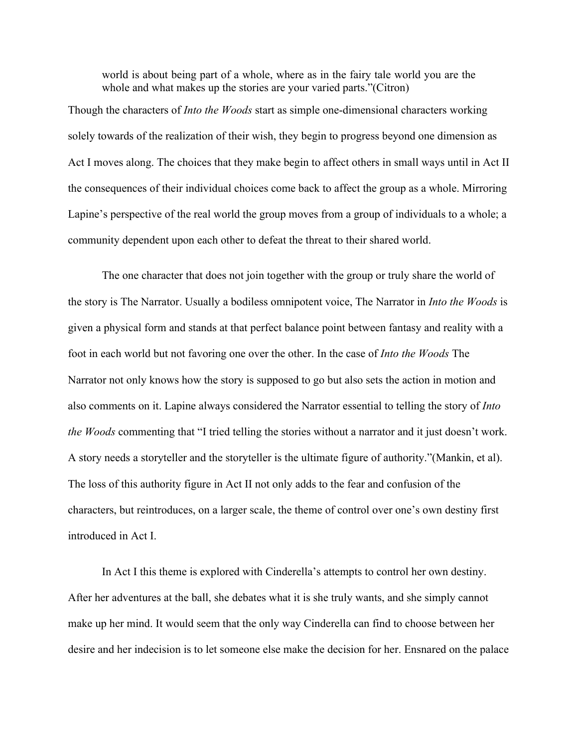> world is about being part of a whole, where as in the fairy tale world you are the whole and what makes up the stories are your varied parts."(Citron)

Though the characters of *Into the Woods* start as simple one-dimensional characters working solely towards of the realization of their wish, they begin to progress beyond one dimension as Act I moves along. The choices that they make begin to affect others in small ways until in Act II the consequences of their individual choices come back to affect the group as a whole. Mirroring Lapine's perspective of the real world the group moves from a group of individuals to a whole; a community dependent upon each other to defeat the threat to their shared world.

The one character that does not join together with the group or truly share the world of the story is The Narrator. Usually a bodiless omnipotent voice, The Narrator in *Into the Woods* is given a physical form and stands at that perfect balance point between fantasy and reality with a foot in each world but not favoring one over the other. In the case of *Into the Woods* The Narrator not only knows how the story is supposed to go but also sets the action in motion and also comments on it. Lapine always considered the Narrator essential to telling the story of *Into the Woods* commenting that "I tried telling the stories without a narrator and it just doesn't work. A story needs a storyteller and the storyteller is the ultimate figure of authority."(Mankin, et al). The loss of this authority figure in Act II not only adds to the fear and confusion of the characters, but reintroduces, on a larger scale, the theme of control over one's own destiny first introduced in Act I.

In Act I this theme is explored with Cinderella's attempts to control her own destiny. After her adventures at the ball, she debates what it is she truly wants, and she simply cannot make up her mind. It would seem that the only way Cinderella can find to choose between her desire and her indecision is to let someone else make the decision for her. Ensnared on the palace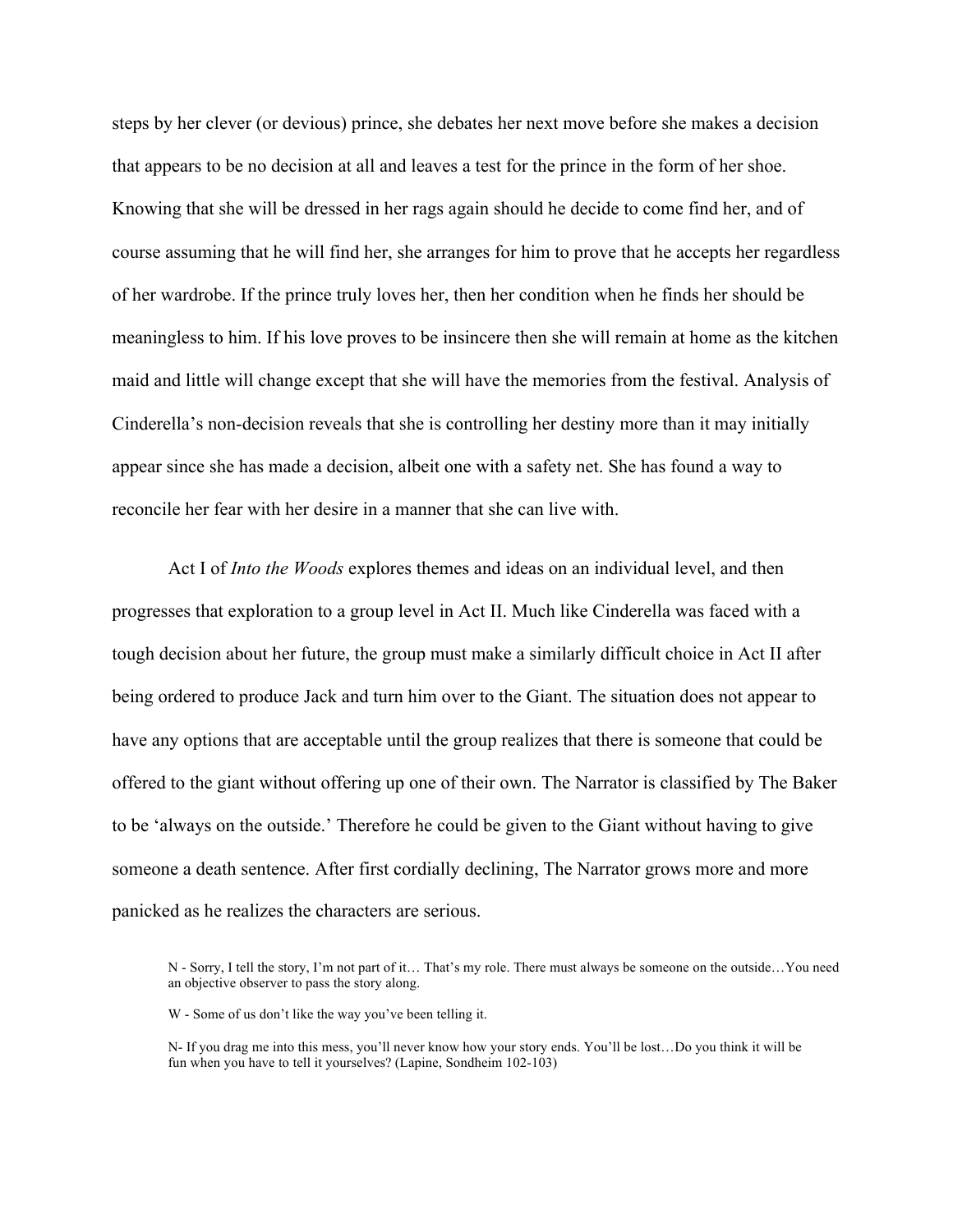steps by her clever (or devious) prince, she debates her next move before she makes a decision that appears to be no decision at all and leaves a test for the prince in the form of her shoe. Knowing that she will be dressed in her rags again should he decide to come find her, and of course assuming that he will find her, she arranges for him to prove that he accepts her regardless of her wardrobe. If the prince truly loves her, then her condition when he finds her should be meaningless to him. If his love proves to be insincere then she will remain at home as the kitchen maid and little will change except that she will have the memories from the festival. Analysis of Cinderella's non-decision reveals that she is controlling her destiny more than it may initially appear since she has made a decision, albeit one with a safety net. She has found a way to reconcile her fear with her desire in a manner that she can live with.

Act I of *Into the Woods* explores themes and ideas on an individual level, and then progresses that exploration to a group level in Act II. Much like Cinderella was faced with a tough decision about her future, the group must make a similarly difficult choice in Act II after being ordered to produce Jack and turn him over to the Giant. The situation does not appear to have any options that are acceptable until the group realizes that there is someone that could be offered to the giant without offering up one of their own. The Narrator is classified by The Baker to be 'always on the outside.' Therefore he could be given to the Giant without having to give someone a death sentence. After first cordially declining, The Narrator grows more and more panicked as he realizes the characters are serious.

> N - Sorry, I tell the story, I'm not part of it… That's my role. There must always be someone on the outside…You need an objective observer to pass the story along.
>
> W - Some of us don't like the way you've been telling it.
>
> N- If you drag me into this mess, you'll never know how your story ends. You'll be lost…Do you think it will be fun when you have to tell it yourselves? (Lapine, Sondheim 102-103)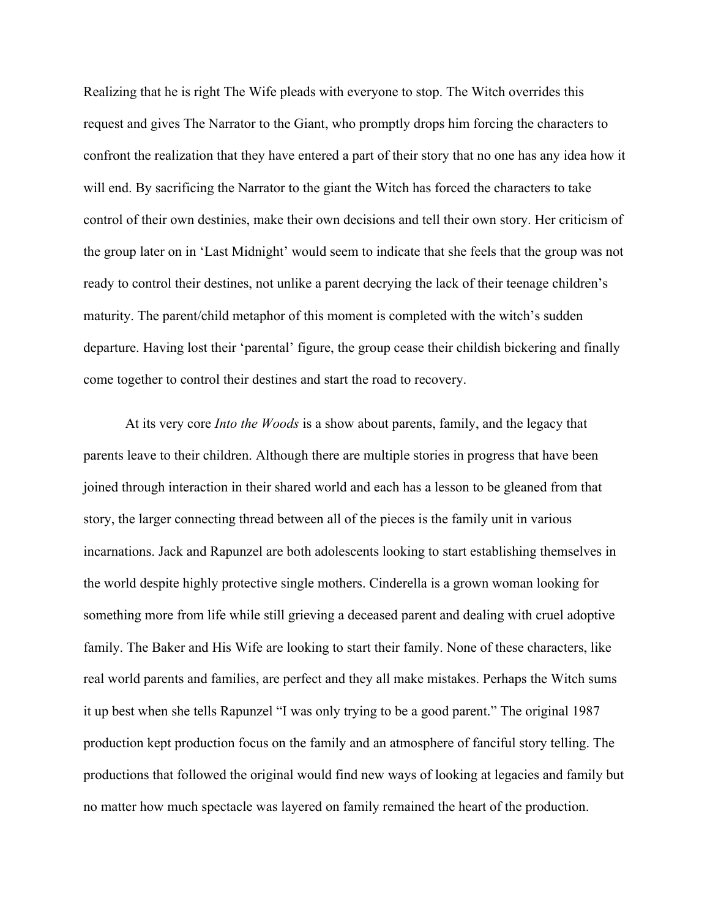Realizing that he is right The Wife pleads with everyone to stop. The Witch overrides this request and gives The Narrator to the Giant, who promptly drops him forcing the characters to confront the realization that they have entered a part of their story that no one has any idea how it will end. By sacrificing the Narrator to the giant the Witch has forced the characters to take control of their own destinies, make their own decisions and tell their own story. Her criticism of the group later on in 'Last Midnight' would seem to indicate that she feels that the group was not ready to control their destines, not unlike a parent decrying the lack of their teenage children's maturity. The parent/child metaphor of this moment is completed with the witch's sudden departure. Having lost their 'parental' figure, the group cease their childish bickering and finally come together to control their destines and start the road to recovery.

At its very core *Into the Woods* is a show about parents, family, and the legacy that parents leave to their children. Although there are multiple stories in progress that have been joined through interaction in their shared world and each has a lesson to be gleaned from that story, the larger connecting thread between all of the pieces is the family unit in various incarnations. Jack and Rapunzel are both adolescents looking to start establishing themselves in the world despite highly protective single mothers. Cinderella is a grown woman looking for something more from life while still grieving a deceased parent and dealing with cruel adoptive family. The Baker and His Wife are looking to start their family. None of these characters, like real world parents and families, are perfect and they all make mistakes. Perhaps the Witch sums it up best when she tells Rapunzel "I was only trying to be a good parent." The original 1987 production kept production focus on the family and an atmosphere of fanciful story telling. The productions that followed the original would find new ways of looking at legacies and family but no matter how much spectacle was layered on family remained the heart of the production.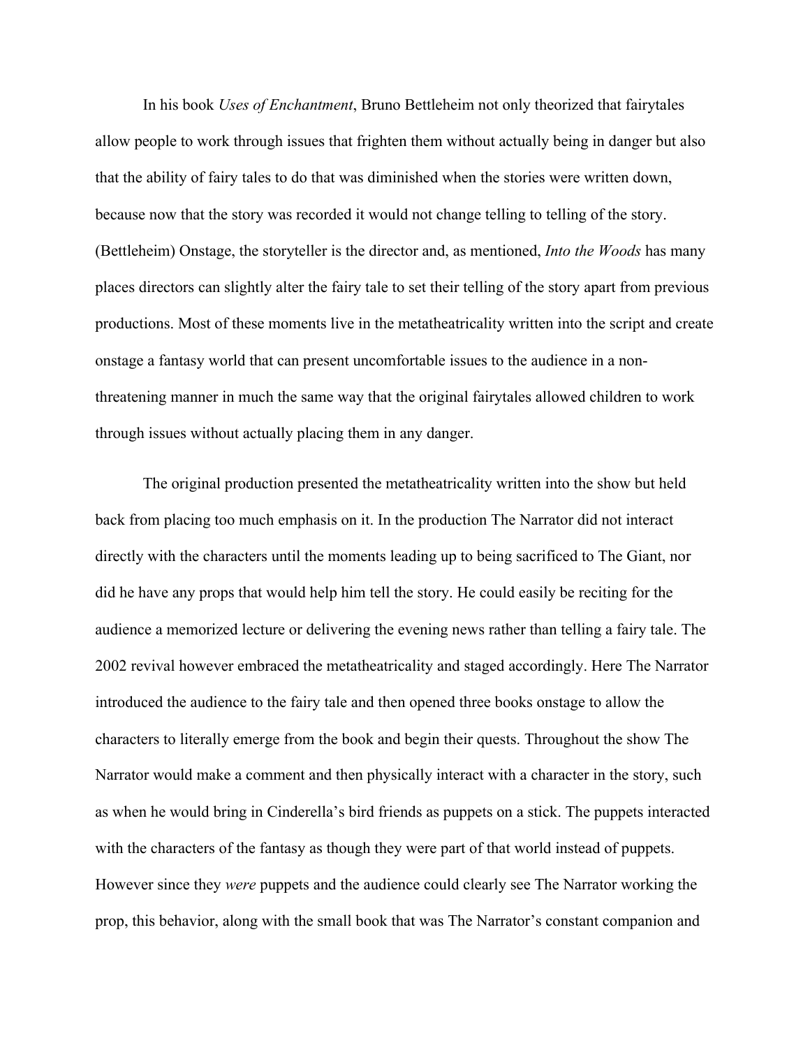In his book *Uses of Enchantment*, Bruno Bettleheim not only theorized that fairytales allow people to work through issues that frighten them without actually being in danger but also that the ability of fairy tales to do that was diminished when the stories were written down, because now that the story was recorded it would not change telling to telling of the story. (Bettleheim) Onstage, the storyteller is the director and, as mentioned, *Into the Woods* has many places directors can slightly alter the fairy tale to set their telling of the story apart from previous productions. Most of these moments live in the metatheatricality written into the script and create onstage a fantasy world that can present uncomfortable issues to the audience in a non-threatening manner in much the same way that the original fairytales allowed children to work through issues without actually placing them in any danger.

The original production presented the metatheatricality written into the show but held back from placing too much emphasis on it. In the production The Narrator did not interact directly with the characters until the moments leading up to being sacrificed to The Giant, nor did he have any props that would help him tell the story. He could easily be reciting for the audience a memorized lecture or delivering the evening news rather than telling a fairy tale. The 2002 revival however embraced the metatheatricality and staged accordingly. Here The Narrator introduced the audience to the fairy tale and then opened three books onstage to allow the characters to literally emerge from the book and begin their quests. Throughout the show The Narrator would make a comment and then physically interact with a character in the story, such as when he would bring in Cinderella's bird friends as puppets on a stick. The puppets interacted with the characters of the fantasy as though they were part of that world instead of puppets. However since they *were* puppets and the audience could clearly see The Narrator working the prop, this behavior, along with the small book that was The Narrator's constant companion and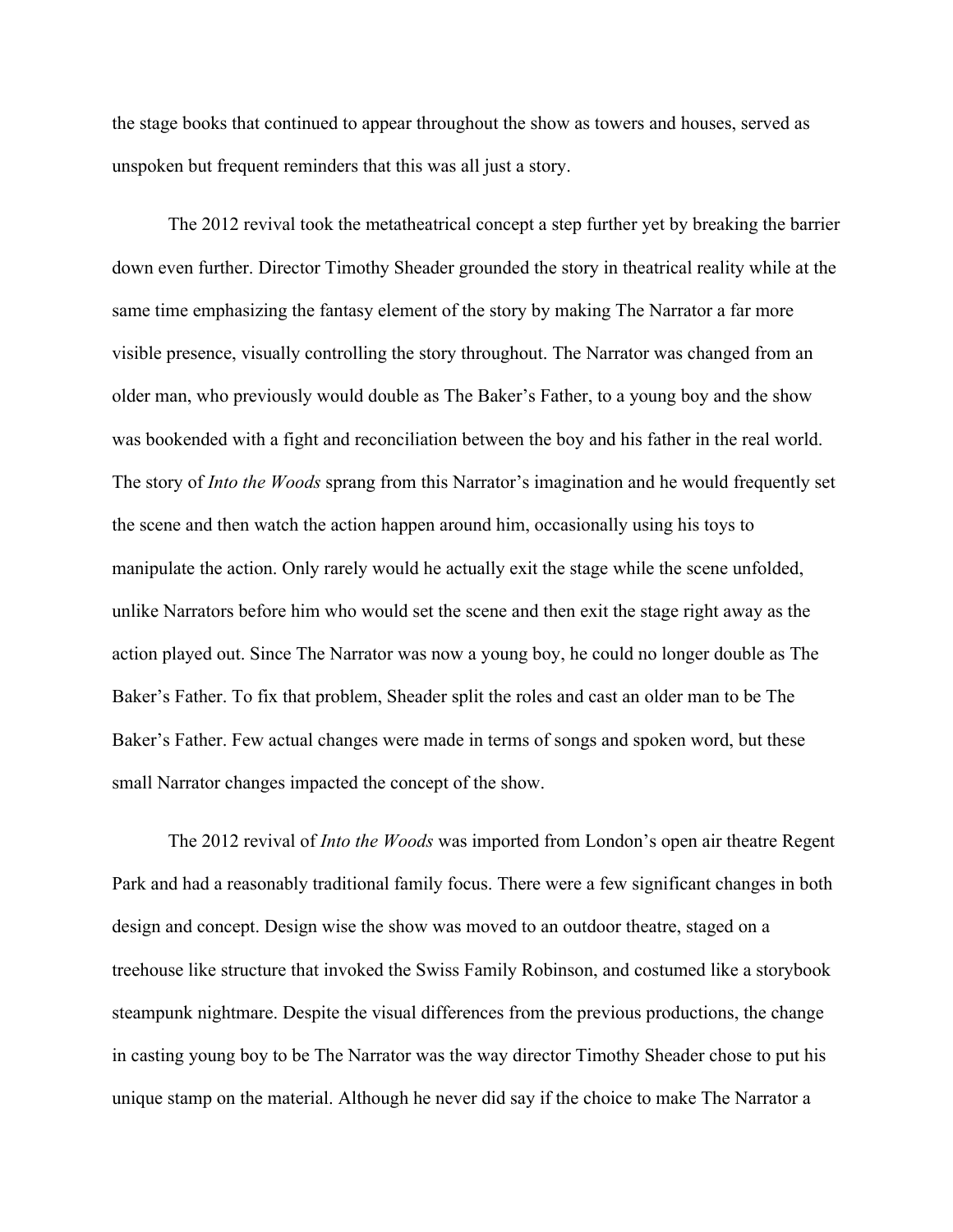the stage books that continued to appear throughout the show as towers and houses, served as unspoken but frequent reminders that this was all just a story.

The 2012 revival took the metatheatrical concept a step further yet by breaking the barrier down even further. Director Timothy Sheader grounded the story in theatrical reality while at the same time emphasizing the fantasy element of the story by making The Narrator a far more visible presence, visually controlling the story throughout. The Narrator was changed from an older man, who previously would double as The Baker's Father, to a young boy and the show was bookended with a fight and reconciliation between the boy and his father in the real world. The story of *Into the Woods* sprang from this Narrator's imagination and he would frequently set the scene and then watch the action happen around him, occasionally using his toys to manipulate the action. Only rarely would he actually exit the stage while the scene unfolded, unlike Narrators before him who would set the scene and then exit the stage right away as the action played out. Since The Narrator was now a young boy, he could no longer double as The Baker's Father. To fix that problem, Sheader split the roles and cast an older man to be The Baker's Father. Few actual changes were made in terms of songs and spoken word, but these small Narrator changes impacted the concept of the show.

The 2012 revival of *Into the Woods* was imported from London's open air theatre Regent Park and had a reasonably traditional family focus. There were a few significant changes in both design and concept. Design wise the show was moved to an outdoor theatre, staged on a treehouse like structure that invoked the Swiss Family Robinson, and costumed like a storybook steampunk nightmare. Despite the visual differences from the previous productions, the change in casting young boy to be The Narrator was the way director Timothy Sheader chose to put his unique stamp on the material. Although he never did say if the choice to make The Narrator a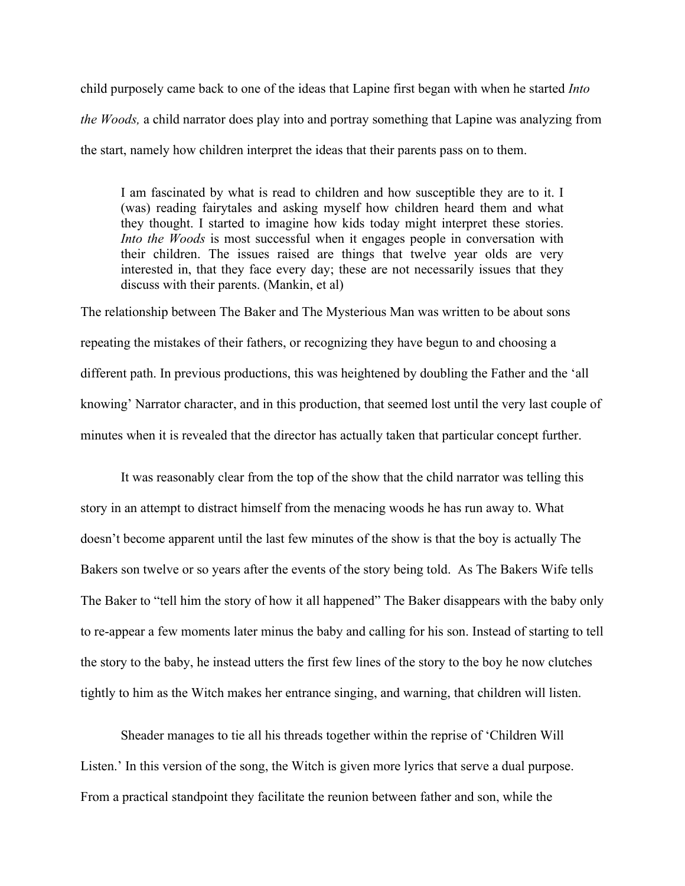child purposely came back to one of the ideas that Lapine first began with when he started *Into the Woods,* a child narrator does play into and portray something that Lapine was analyzing from the start, namely how children interpret the ideas that their parents pass on to them.

> I am fascinated by what is read to children and how susceptible they are to it. I (was) reading fairytales and asking myself how children heard them and what they thought. I started to imagine how kids today might interpret these stories. *Into the Woods* is most successful when it engages people in conversation with their children. The issues raised are things that twelve year olds are very interested in, that they face every day; these are not necessarily issues that they discuss with their parents. (Mankin, et al)

The relationship between The Baker and The Mysterious Man was written to be about sons repeating the mistakes of their fathers, or recognizing they have begun to and choosing a different path. In previous productions, this was heightened by doubling the Father and the 'all knowing' Narrator character, and in this production, that seemed lost until the very last couple of minutes when it is revealed that the director has actually taken that particular concept further.

It was reasonably clear from the top of the show that the child narrator was telling this story in an attempt to distract himself from the menacing woods he has run away to. What doesn't become apparent until the last few minutes of the show is that the boy is actually The Bakers son twelve or so years after the events of the story being told. As The Bakers Wife tells The Baker to "tell him the story of how it all happened" The Baker disappears with the baby only to re-appear a few moments later minus the baby and calling for his son. Instead of starting to tell the story to the baby, he instead utters the first few lines of the story to the boy he now clutches tightly to him as the Witch makes her entrance singing, and warning, that children will listen.

Sheader manages to tie all his threads together within the reprise of 'Children Will Listen.' In this version of the song, the Witch is given more lyrics that serve a dual purpose. From a practical standpoint they facilitate the reunion between father and son, while the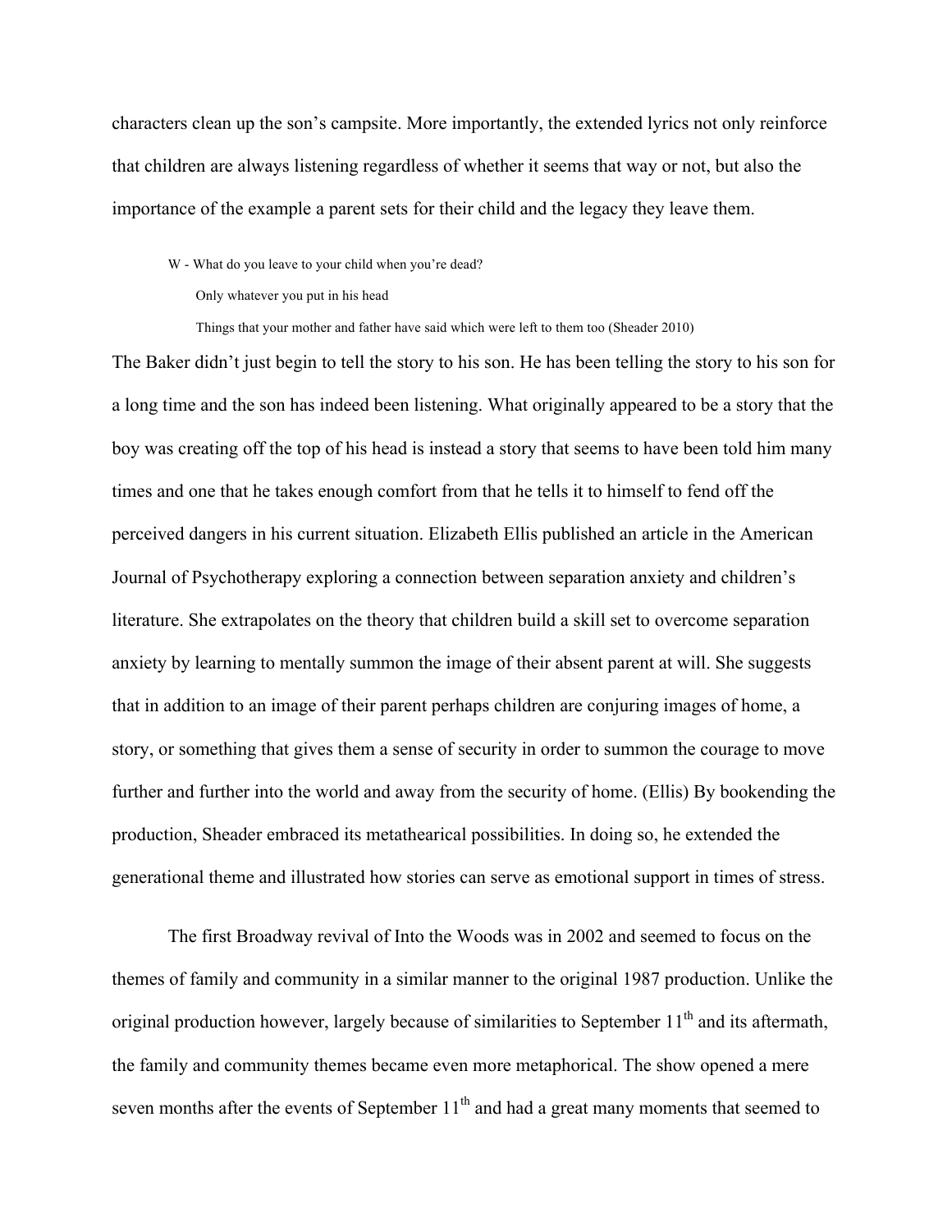characters clean up the son's campsite. More importantly, the extended lyrics not only reinforce that children are always listening regardless of whether it seems that way or not, but also the importance of the example a parent sets for their child and the legacy they leave them.

> W - What do you leave to your child when you're dead?
>
> Only whatever you put in his head
>
> Things that your mother and father have said which were left to them too (Sheader 2010)

The Baker didn't just begin to tell the story to his son. He has been telling the story to his son for a long time and the son has indeed been listening. What originally appeared to be a story that the boy was creating off the top of his head is instead a story that seems to have been told him many times and one that he takes enough comfort from that he tells it to himself to fend off the perceived dangers in his current situation. Elizabeth Ellis published an article in the American Journal of Psychotherapy exploring a connection between separation anxiety and children's literature. She extrapolates on the theory that children build a skill set to overcome separation anxiety by learning to mentally summon the image of their absent parent at will. She suggests that in addition to an image of their parent perhaps children are conjuring images of home, a story, or something that gives them a sense of security in order to summon the courage to move further and further into the world and away from the security of home. (Ellis) By bookending the production, Sheader embraced its metathearical possibilities. In doing so, he extended the generational theme and illustrated how stories can serve as emotional support in times of stress.

The first Broadway revival of Into the Woods was in 2002 and seemed to focus on the themes of family and community in a similar manner to the original 1987 production. Unlike the original production however, largely because of similarities to September 11th and its aftermath, the family and community themes became even more metaphorical. The show opened a mere seven months after the events of September 11th and had a great many moments that seemed to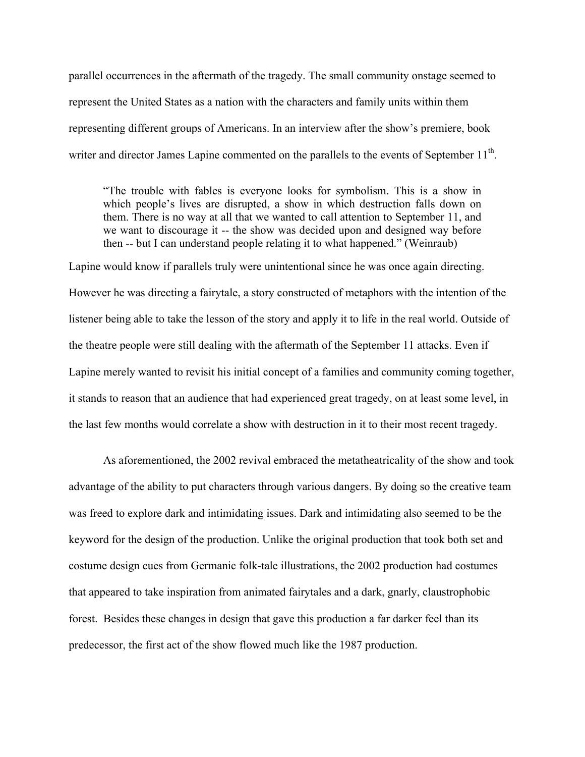parallel occurrences in the aftermath of the tragedy. The small community onstage seemed to represent the United States as a nation with the characters and family units within them representing different groups of Americans. In an interview after the show's premiere, book writer and director James Lapine commented on the parallels to the events of September 11th.

> "The trouble with fables is everyone looks for symbolism. This is a show in which people's lives are disrupted, a show in which destruction falls down on them. There is no way at all that we wanted to call attention to September 11, and we want to discourage it -- the show was decided upon and designed way before then -- but I can understand people relating it to what happened." (Weinraub)

Lapine would know if parallels truly were unintentional since he was once again directing. However he was directing a fairytale, a story constructed of metaphors with the intention of the listener being able to take the lesson of the story and apply it to life in the real world. Outside of the theatre people were still dealing with the aftermath of the September 11 attacks. Even if Lapine merely wanted to revisit his initial concept of a families and community coming together, it stands to reason that an audience that had experienced great tragedy, on at least some level, in the last few months would correlate a show with destruction in it to their most recent tragedy.

As aforementioned, the 2002 revival embraced the metatheatricality of the show and took advantage of the ability to put characters through various dangers. By doing so the creative team was freed to explore dark and intimidating issues. Dark and intimidating also seemed to be the keyword for the design of the production. Unlike the original production that took both set and costume design cues from Germanic folk-tale illustrations, the 2002 production had costumes that appeared to take inspiration from animated fairytales and a dark, gnarly, claustrophobic forest. Besides these changes in design that gave this production a far darker feel than its predecessor, the first act of the show flowed much like the 1987 production.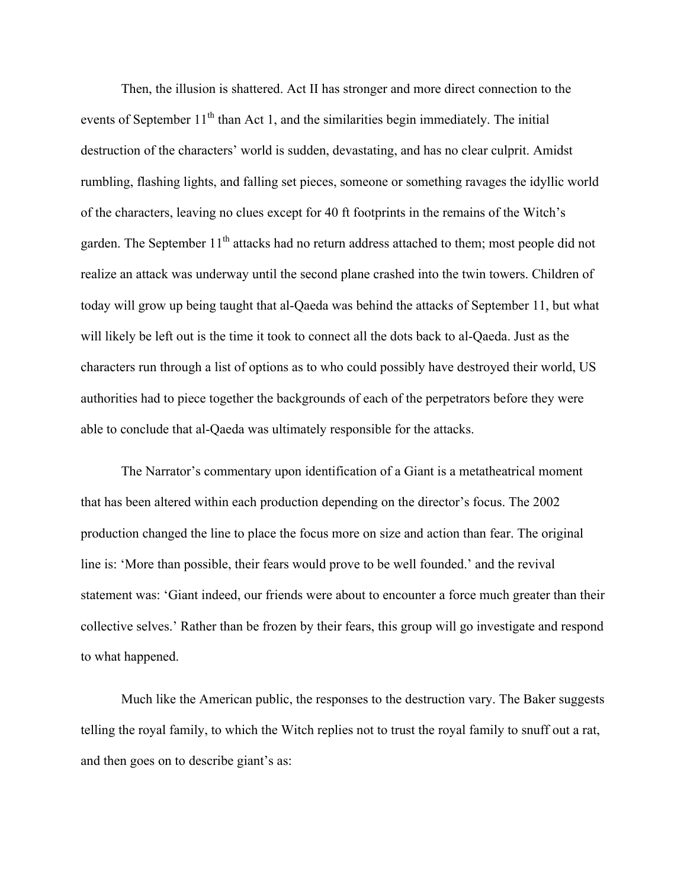Then, the illusion is shattered. Act II has stronger and more direct connection to the events of September 11th than Act 1, and the similarities begin immediately. The initial destruction of the characters' world is sudden, devastating, and has no clear culprit. Amidst rumbling, flashing lights, and falling set pieces, someone or something ravages the idyllic world of the characters, leaving no clues except for 40 ft footprints in the remains of the Witch's garden. The September 11th attacks had no return address attached to them; most people did not realize an attack was underway until the second plane crashed into the twin towers. Children of today will grow up being taught that al-Qaeda was behind the attacks of September 11, but what will likely be left out is the time it took to connect all the dots back to al-Qaeda. Just as the characters run through a list of options as to who could possibly have destroyed their world, US authorities had to piece together the backgrounds of each of the perpetrators before they were able to conclude that al-Qaeda was ultimately responsible for the attacks.

The Narrator's commentary upon identification of a Giant is a metatheatrical moment that has been altered within each production depending on the director's focus. The 2002 production changed the line to place the focus more on size and action than fear. The original line is: 'More than possible, their fears would prove to be well founded.' and the revival statement was: 'Giant indeed, our friends were about to encounter a force much greater than their collective selves.' Rather than be frozen by their fears, this group will go investigate and respond to what happened.

Much like the American public, the responses to the destruction vary. The Baker suggests telling the royal family, to which the Witch replies not to trust the royal family to snuff out a rat, and then goes on to describe giant's as: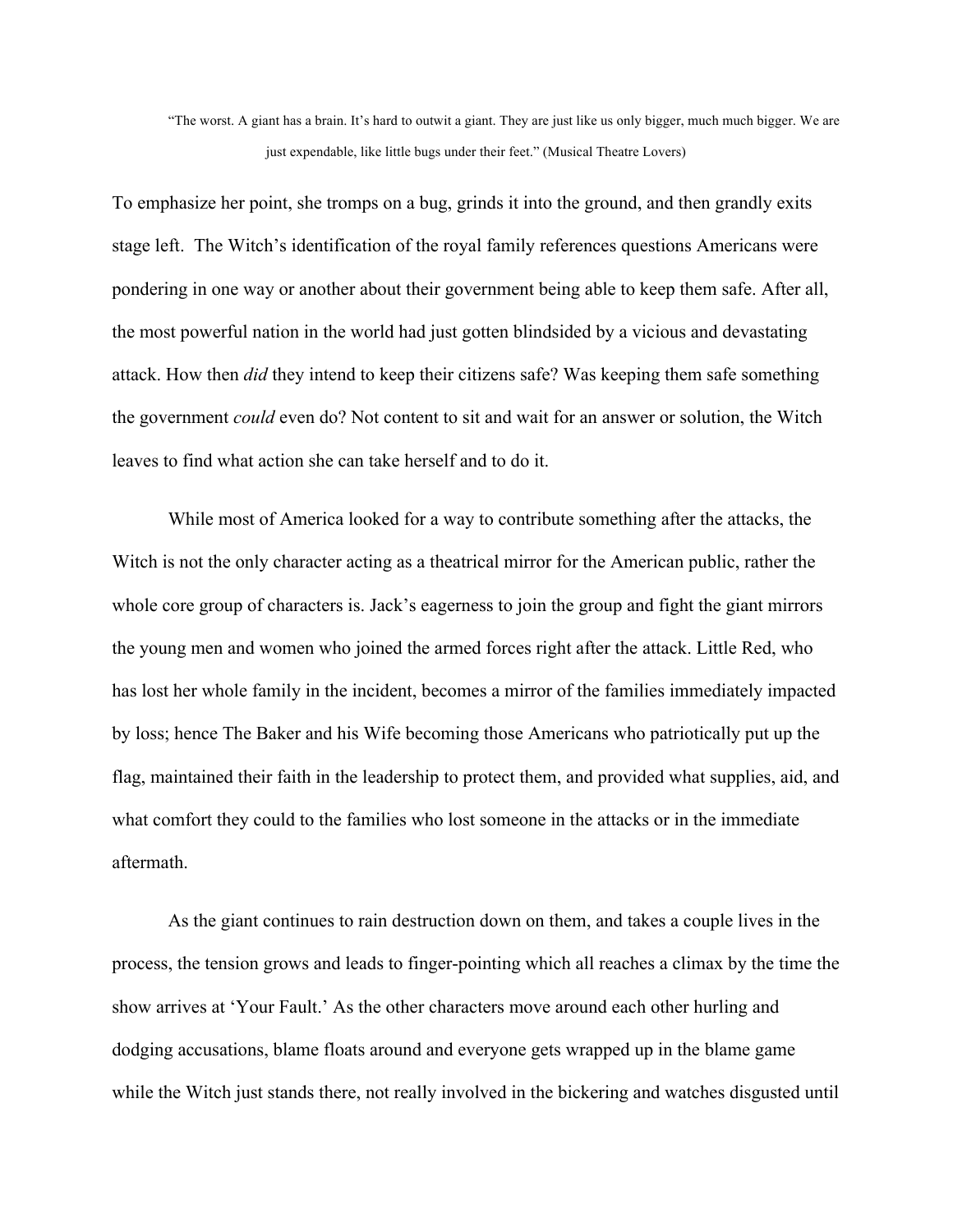> "The worst. A giant has a brain. It's hard to outwit a giant. They are just like us only bigger, much much bigger. We are just expendable, like little bugs under their feet." (Musical Theatre Lovers)

To emphasize her point, she tromps on a bug, grinds it into the ground, and then grandly exits stage left. The Witch's identification of the royal family references questions Americans were pondering in one way or another about their government being able to keep them safe. After all, the most powerful nation in the world had just gotten blindsided by a vicious and devastating attack. How then *did* they intend to keep their citizens safe? Was keeping them safe something the government *could* even do? Not content to sit and wait for an answer or solution, the Witch leaves to find what action she can take herself and to do it.

While most of America looked for a way to contribute something after the attacks, the Witch is not the only character acting as a theatrical mirror for the American public, rather the whole core group of characters is. Jack's eagerness to join the group and fight the giant mirrors the young men and women who joined the armed forces right after the attack. Little Red, who has lost her whole family in the incident, becomes a mirror of the families immediately impacted by loss; hence The Baker and his Wife becoming those Americans who patriotically put up the flag, maintained their faith in the leadership to protect them, and provided what supplies, aid, and what comfort they could to the families who lost someone in the attacks or in the immediate aftermath.

As the giant continues to rain destruction down on them, and takes a couple lives in the process, the tension grows and leads to finger-pointing which all reaches a climax by the time the show arrives at 'Your Fault.' As the other characters move around each other hurling and dodging accusations, blame floats around and everyone gets wrapped up in the blame game while the Witch just stands there, not really involved in the bickering and watches disgusted until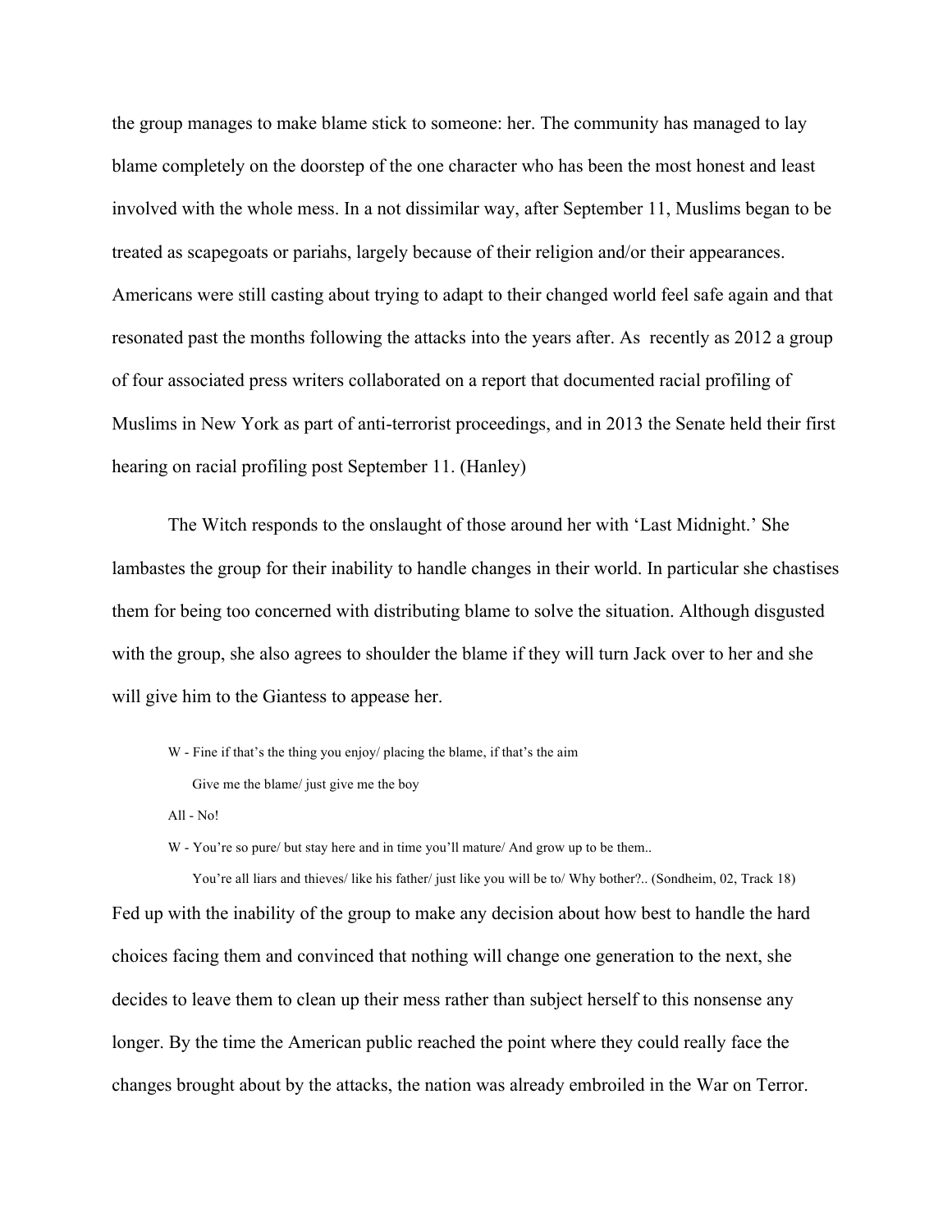the group manages to make blame stick to someone: her. The community has managed to lay blame completely on the doorstep of the one character who has been the most honest and least involved with the whole mess. In a not dissimilar way, after September 11, Muslims began to be treated as scapegoats or pariahs, largely because of their religion and/or their appearances. Americans were still casting about trying to adapt to their changed world feel safe again and that resonated past the months following the attacks into the years after. As recently as 2012 a group of four associated press writers collaborated on a report that documented racial profiling of Muslims in New York as part of anti-terrorist proceedings, and in 2013 the Senate held their first hearing on racial profiling post September 11. (Hanley)

The Witch responds to the onslaught of those around her with 'Last Midnight.' She lambastes the group for their inability to handle changes in their world. In particular she chastises them for being too concerned with distributing blame to solve the situation. Although disgusted with the group, she also agrees to shoulder the blame if they will turn Jack over to her and she will give him to the Giantess to appease her.

> W - Fine if that's the thing you enjoy/ placing the blame, if that's the aim
>
> Give me the blame/ just give me the boy
>
> All - No!
>
> W - You're so pure/ but stay here and in time you'll mature/ And grow up to be them..
>
> You're all liars and thieves/ like his father/ just like you will be to/ Why bother?.. (Sondheim, 02, Track 18)

Fed up with the inability of the group to make any decision about how best to handle the hard choices facing them and convinced that nothing will change one generation to the next, she decides to leave them to clean up their mess rather than subject herself to this nonsense any longer. By the time the American public reached the point where they could really face the changes brought about by the attacks, the nation was already embroiled in the War on Terror.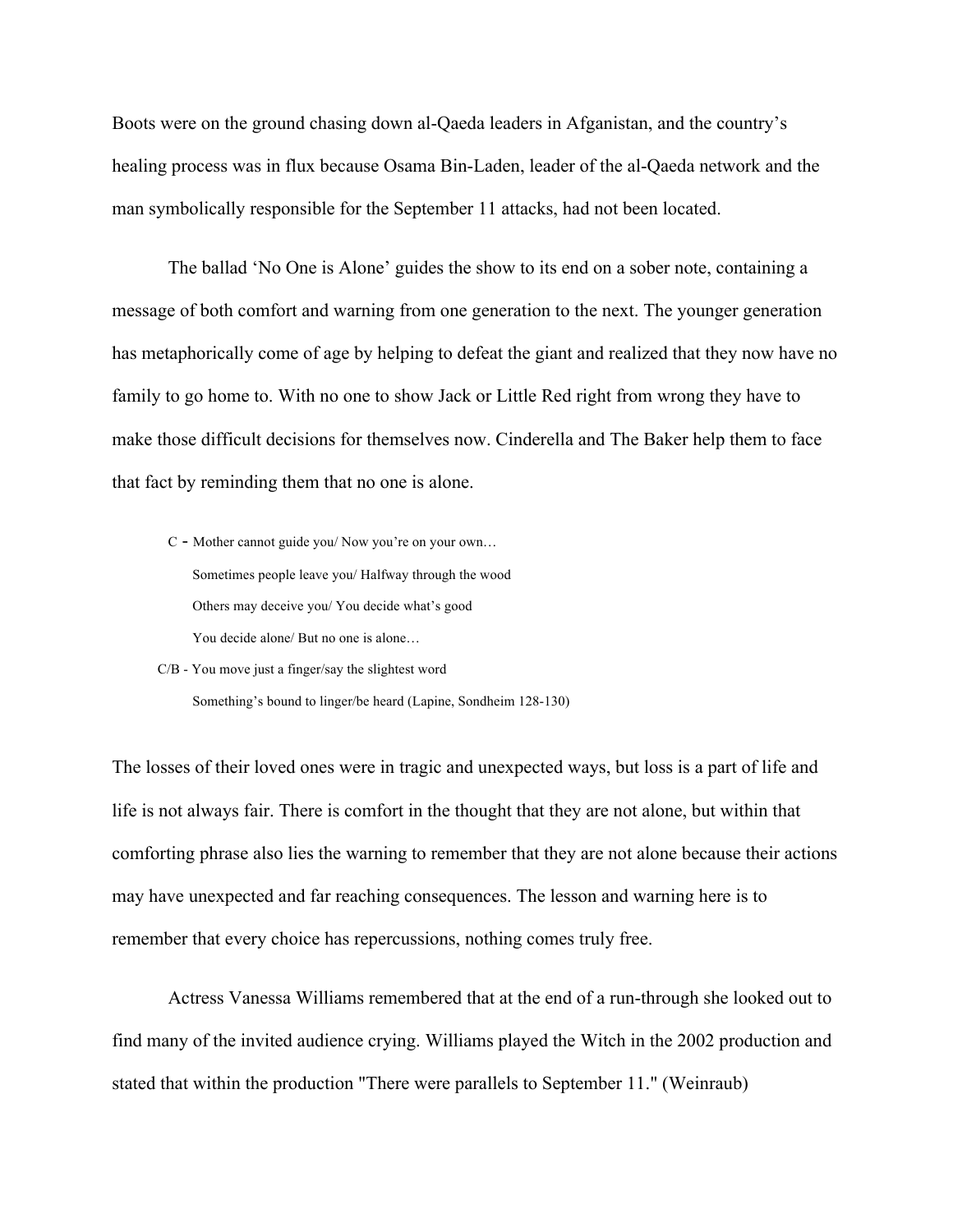Boots were on the ground chasing down al-Qaeda leaders in Afganistan, and the country's healing process was in flux because Osama Bin-Laden, leader of the al-Qaeda network and the man symbolically responsible for the September 11 attacks, had not been located.

The ballad 'No One is Alone' guides the show to its end on a sober note, containing a message of both comfort and warning from one generation to the next. The younger generation has metaphorically come of age by helping to defeat the giant and realized that they now have no family to go home to. With no one to show Jack or Little Red right from wrong they have to make those difficult decisions for themselves now. Cinderella and The Baker help them to face that fact by reminding them that no one is alone.

> C - Mother cannot guide you/ Now you're on your own…
> Sometimes people leave you/ Halfway through the wood
> Others may deceive you/ You decide what's good
> You decide alone/ But no one is alone…
>
> C/B - You move just a finger/say the slightest word
> Something's bound to linger/be heard (Lapine, Sondheim 128-130)

The losses of their loved ones were in tragic and unexpected ways, but loss is a part of life and life is not always fair. There is comfort in the thought that they are not alone, but within that comforting phrase also lies the warning to remember that they are not alone because their actions may have unexpected and far reaching consequences. The lesson and warning here is to remember that every choice has repercussions, nothing comes truly free.

Actress Vanessa Williams remembered that at the end of a run-through she looked out to find many of the invited audience crying. Williams played the Witch in the 2002 production and stated that within the production "There were parallels to September 11." (Weinraub)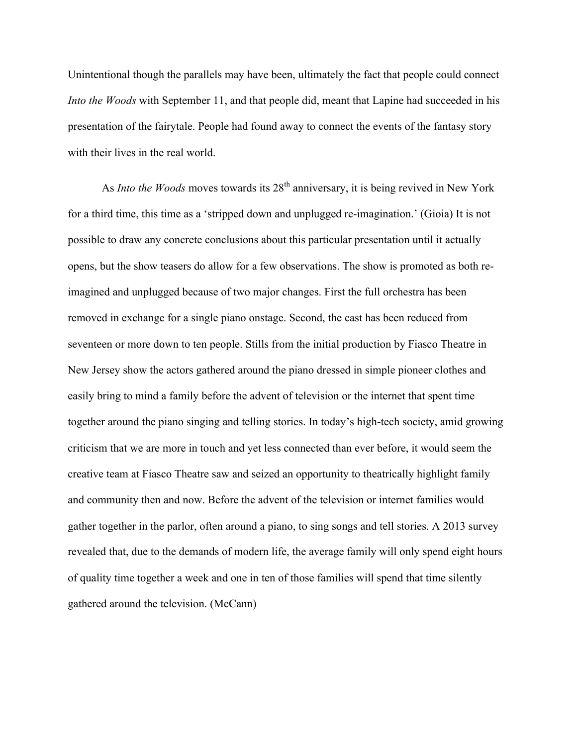Unintentional though the parallels may have been, ultimately the fact that people could connect *Into the Woods* with September 11, and that people did, meant that Lapine had succeeded in his presentation of the fairytale. People had found away to connect the events of the fantasy story with their lives in the real world.

As *Into the Woods* moves towards its 28th anniversary, it is being revived in New York for a third time, this time as a 'stripped down and unplugged re-imagination.' (Gioia) It is not possible to draw any concrete conclusions about this particular presentation until it actually opens, but the show teasers do allow for a few observations. The show is promoted as both re-imagined and unplugged because of two major changes. First the full orchestra has been removed in exchange for a single piano onstage. Second, the cast has been reduced from seventeen or more down to ten people. Stills from the initial production by Fiasco Theatre in New Jersey show the actors gathered around the piano dressed in simple pioneer clothes and easily bring to mind a family before the advent of television or the internet that spent time together around the piano singing and telling stories. In today's high-tech society, amid growing criticism that we are more in touch and yet less connected than ever before, it would seem the creative team at Fiasco Theatre saw and seized an opportunity to theatrically highlight family and community then and now. Before the advent of the television or internet families would gather together in the parlor, often around a piano, to sing songs and tell stories. A 2013 survey revealed that, due to the demands of modern life, the average family will only spend eight hours of quality time together a week and one in ten of those families will spend that time silently gathered around the television. (McCann)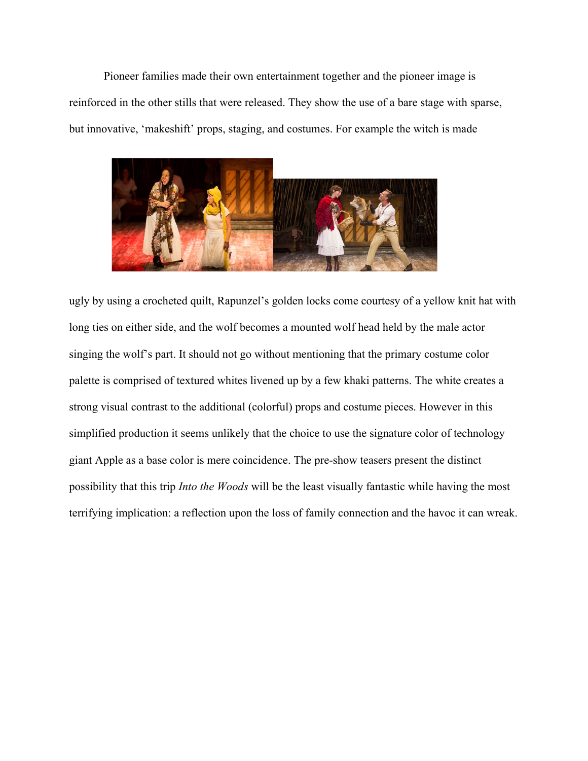Pioneer families made their own entertainment together and the pioneer image is reinforced in the other stills that were released. They show the use of a bare stage with sparse, but innovative, 'makeshift' props, staging, and costumes. For example the witch is made ugly by using a crocheted quilt, Rapunzel's golden locks come courtesy of a yellow knit hat with long ties on either side, and the wolf becomes a mounted wolf head held by the male actor singing the wolf's part. It should not go without mentioning that the primary costume color palette is comprised of textured whites livened up by a few khaki patterns. The white creates a strong visual contrast to the additional (colorful) props and costume pieces. However in this simplified production it seems unlikely that the choice to use the signature color of technology giant Apple as a base color is mere coincidence. The pre-show teasers present the distinct possibility that this trip *Into the Woods* will be the least visually fantastic while having the most terrifying implication: a reflection upon the loss of family connection and the havoc it can wreak.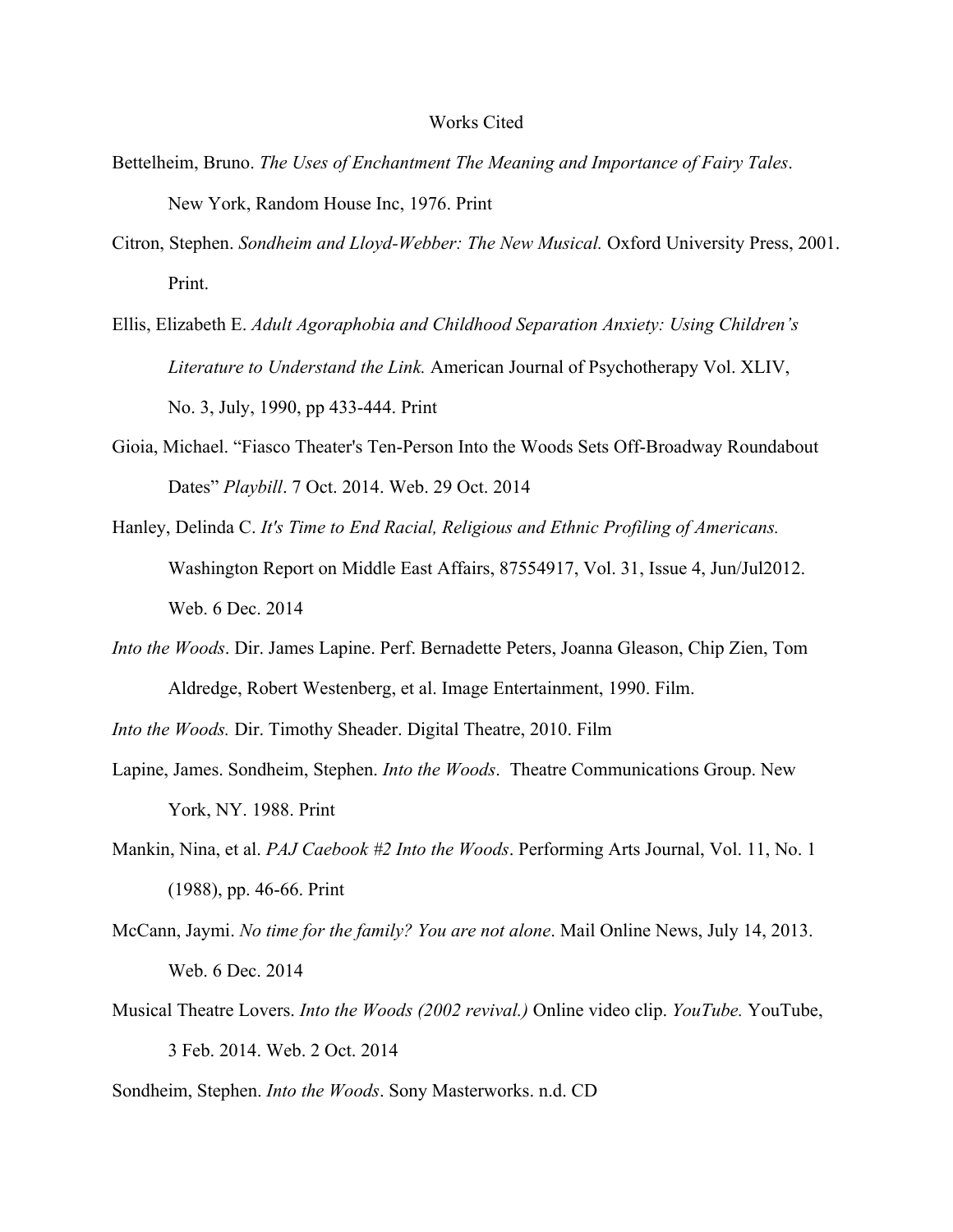# Works Cited

Bettelheim, Bruno. *The Uses of Enchantment The Meaning and Importance of Fairy Tales*. New York, Random House Inc, 1976. Print

Citron, Stephen. *Sondheim and Lloyd-Webber: The New Musical.* Oxford University Press, 2001. Print.

Ellis, Elizabeth E. *Adult Agoraphobia and Childhood Separation Anxiety: Using Children's Literature to Understand the Link.* American Journal of Psychotherapy Vol. XLIV, No. 3, July, 1990, pp 433-444. Print

Gioia, Michael. "Fiasco Theater's Ten-Person Into the Woods Sets Off-Broadway Roundabout Dates" *Playbill*. 7 Oct. 2014. Web. 29 Oct. 2014

Hanley, Delinda C. *It's Time to End Racial, Religious and Ethnic Profiling of Americans.* Washington Report on Middle East Affairs, 87554917, Vol. 31, Issue 4, Jun/Jul2012. Web. 6 Dec. 2014

*Into the Woods*. Dir. James Lapine. Perf. Bernadette Peters, Joanna Gleason, Chip Zien, Tom Aldredge, Robert Westenberg, et al. Image Entertainment, 1990. Film.

*Into the Woods.* Dir. Timothy Sheader. Digital Theatre, 2010. Film

Lapine, James. Sondheim, Stephen. *Into the Woods*. Theatre Communications Group. New York, NY. 1988. Print

Mankin, Nina, et al. *PAJ Caebook #2 Into the Woods*. Performing Arts Journal, Vol. 11, No. 1 (1988), pp. 46-66. Print

McCann, Jaymi. *No time for the family? You are not alone*. Mail Online News, July 14, 2013. Web. 6 Dec. 2014

Musical Theatre Lovers. *Into the Woods (2002 revival.)* Online video clip. *YouTube.* YouTube, 3 Feb. 2014. Web. 2 Oct. 2014

Sondheim, Stephen. *Into the Woods*. Sony Masterworks. n.d. CD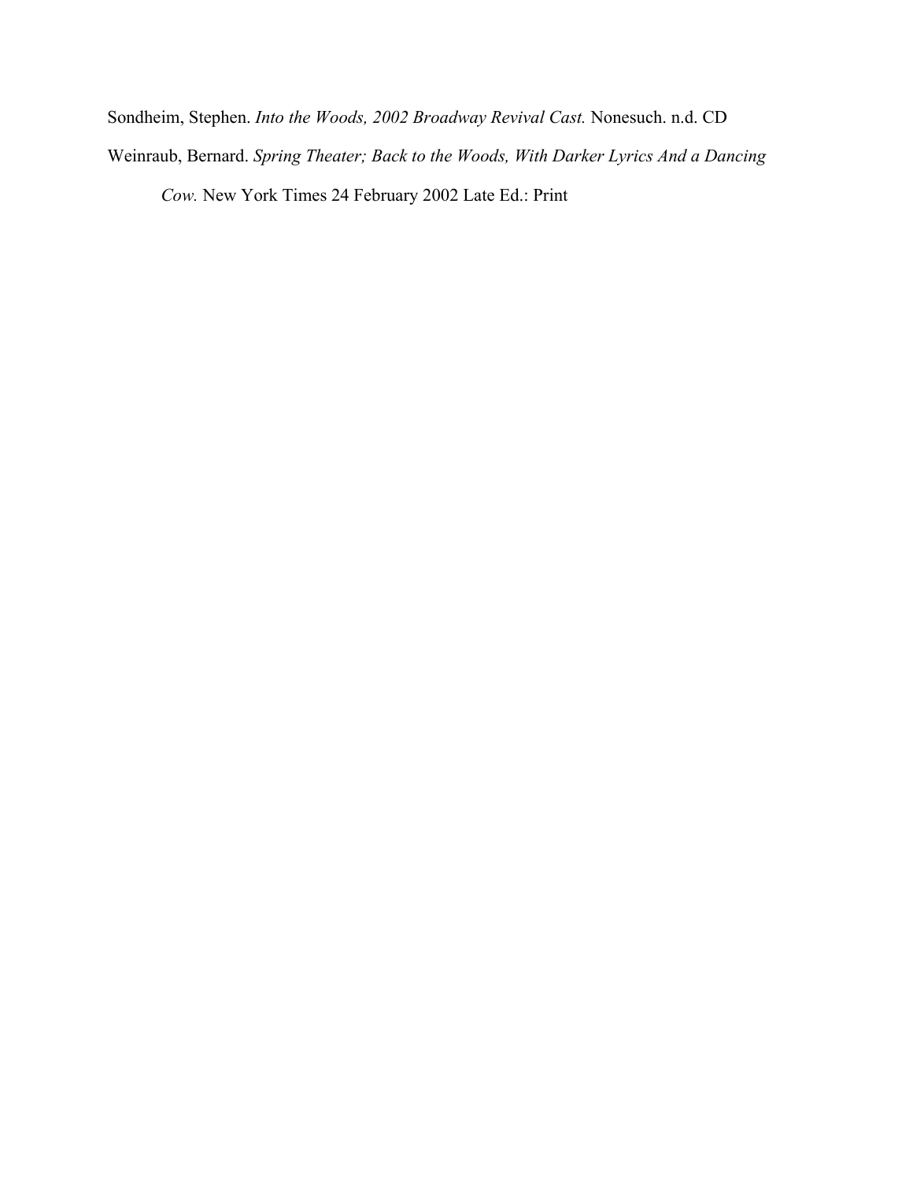Sondheim, Stephen. *Into the Woods, 2002 Broadway Revival Cast.* Nonesuch. n.d. CD

Weinraub, Bernard. *Spring Theater; Back to the Woods, With Darker Lyrics And a Dancing Cow.* New York Times 24 February 2002 Late Ed.: Print